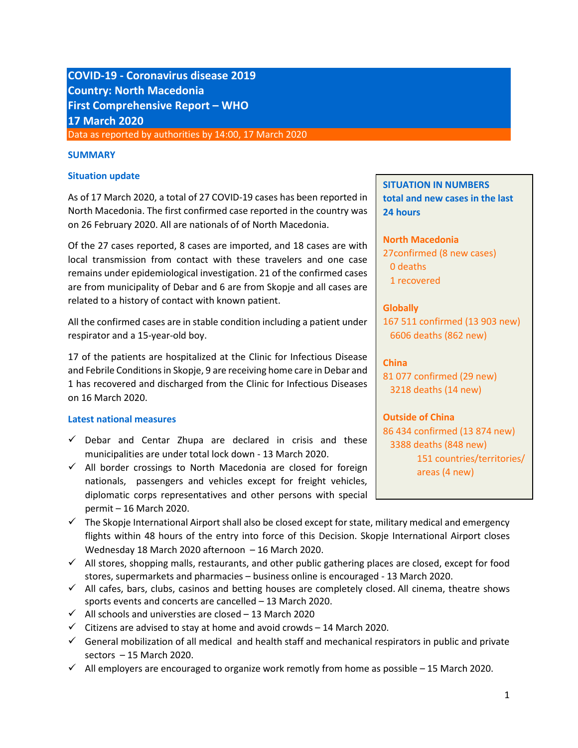# COVID-19 - Coronavirus disease 2019
# Country: North Macedonia
# First Comprehensive Report – WHO
# 17 March 2020

Data as reported by authorities by 14:00, 17 March 2020

## SUMMARY

### Situation update

As of 17 March 2020, a total of 27 COVID-19 cases has been reported in North Macedonia. The first confirmed case reported in the country was on 26 February 2020. All are nationals of of North Macedonia.

Of the 27 cases reported, 8 cases are imported, and 18 cases are with local transmission from contact with these travelers and one case remains under epidemiological investigation. 21 of the confirmed cases are from municipality of Debar and 6 are from Skopje and all cases are related to a history of contact with known patient.

All the confirmed cases are in stable condition including a patient under respirator and a 15-year-old boy.

17 of the patients are hospitalized at the Clinic for Infectious Disease and Febrile Conditions in Skopje, 9 are receiving home care in Debar and 1 has recovered and discharged from the Clinic for Infectious Diseases on 16 March 2020.

### SITUATION IN NUMBERS
**total and new cases in the last 24 hours**

**North Macedonia**
27confirmed (8 new cases)
0 deaths
1 recovered

**Globally**
167 511 confirmed (13 903 new)
6606 deaths (862 new)

**China**
81 077 confirmed (29 new)
3218 deaths (14 new)

**Outside of China**
86 434 confirmed (13 874 new)
3388 deaths (848 new)
151 countries/territories/areas (4 new)

### Latest national measures

- ✓ Debar and Centar Zhupa are declared in crisis and these municipalities are under total lock down - 13 March 2020.
- ✓ All border crossings to North Macedonia are closed for foreign nationals, passengers and vehicles except for freight vehicles, diplomatic corps representatives and other persons with special permit – 16 March 2020.
- ✓ The Skopje International Airport shall also be closed except for state, military medical and emergency flights within 48 hours of the entry into force of this Decision. Skopje International Airport closes Wednesday 18 March 2020 afternoon – 16 March 2020.
- ✓ All stores, shopping malls, restaurants, and other public gathering places are closed, except for food stores, supermarkets and pharmacies – business online is encouraged - 13 March 2020.
- ✓ All cafes, bars, clubs, casinos and betting houses are completely closed. All cinema, theatre shows sports events and concerts are cancelled – 13 March 2020.
- ✓ All schools and universties are closed – 13 March 2020
- ✓ Citizens are advised to stay at home and avoid crowds – 14 March 2020.
- ✓ General mobilization of all medical and health staff and mechanical respirators in public and private sectors – 15 March 2020.
- ✓ All employers are encouraged to organize work remotly from home as possible – 15 March 2020.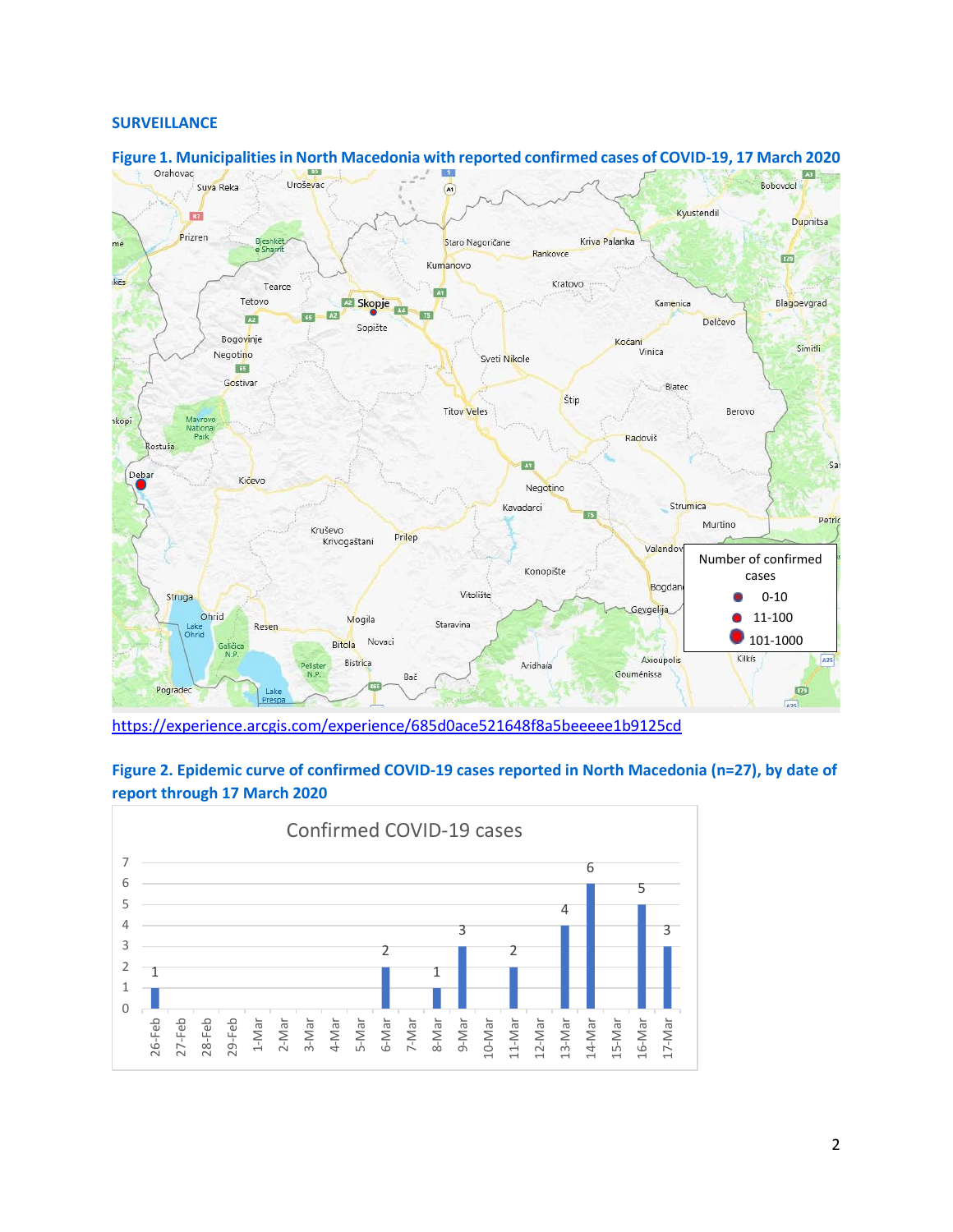## SURVEILLANCE

**Figure 1. Municipalities in North Macedonia with reported confirmed cases of COVID-19, 17 March 2020**

https://experience.arcgis.com/experience/685d0ace521648f8a5beeeee1b9125cd

**Figure 2. Epidemic curve of confirmed COVID-19 cases reported in North Macedonia (n=27), by date of report through 17 March 2020**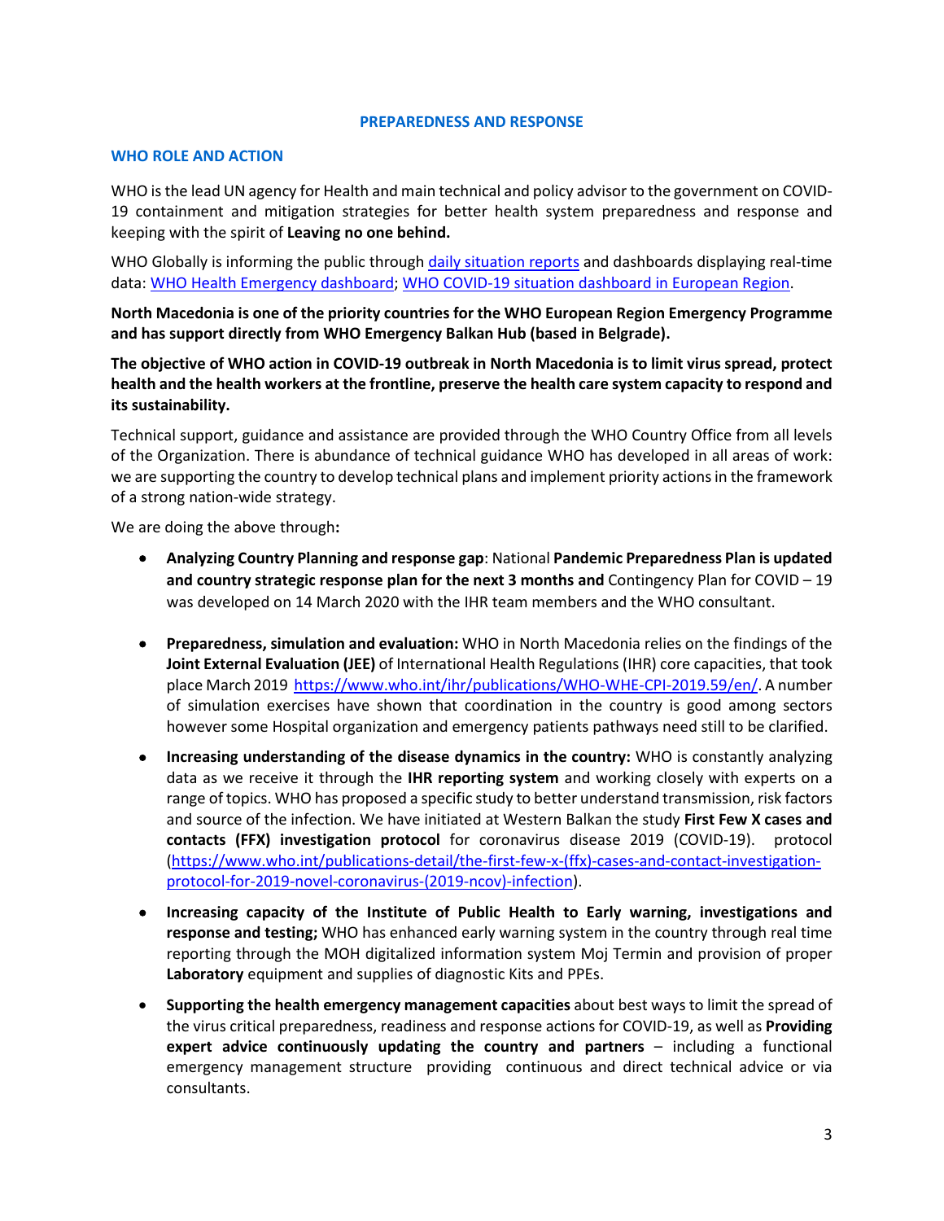## PREPAREDNESS AND RESPONSE

### WHO ROLE AND ACTION

WHO is the lead UN agency for Health and main technical and policy advisor to the government on COVID-19 containment and mitigation strategies for better health system preparedness and response and keeping with the spirit of **Leaving no one behind.**

WHO Globally is informing the public through [daily situation reports]() and dashboards displaying real-time data: [WHO Health Emergency dashboard](); [WHO COVID-19 situation dashboard in European Region]().

**North Macedonia is one of the priority countries for the WHO European Region Emergency Programme and has support directly from WHO Emergency Balkan Hub (based in Belgrade).**

**The objective of WHO action in COVID-19 outbreak in North Macedonia is to limit virus spread, protect health and the health workers at the frontline, preserve the health care system capacity to respond and its sustainability.**

Technical support, guidance and assistance are provided through the WHO Country Office from all levels of the Organization. There is abundance of technical guidance WHO has developed in all areas of work: we are supporting the country to develop technical plans and implement priority actions in the framework of a strong nation-wide strategy.

We are doing the above through**:**

- **Analyzing Country Planning and response gap**: National **Pandemic Preparedness Plan is updated and country strategic response plan for the next 3 months and** Contingency Plan for COVID – 19 was developed on 14 March 2020 with the IHR team members and the WHO consultant.

- **Preparedness, simulation and evaluation:** WHO in North Macedonia relies on the findings of the **Joint External Evaluation (JEE)** of International Health Regulations (IHR) core capacities, that took place March 2019 https://www.who.int/ihr/publications/WHO-WHE-CPI-2019.59/en/. A number of simulation exercises have shown that coordination in the country is good among sectors however some Hospital organization and emergency patients pathways need still to be clarified.

- **Increasing understanding of the disease dynamics in the country:** WHO is constantly analyzing data as we receive it through the **IHR reporting system** and working closely with experts on a range of topics. WHO has proposed a specific study to better understand transmission, risk factors and source of the infection. We have initiated at Western Balkan the study **First Few X cases and contacts (FFX) investigation protocol** for coronavirus disease 2019 (COVID-19). protocol (https://www.who.int/publications-detail/the-first-few-x-(ffx)-cases-and-contact-investigation-protocol-for-2019-novel-coronavirus-(2019-ncov)-infection).

- **Increasing capacity of the Institute of Public Health to Early warning, investigations and response and testing;** WHO has enhanced early warning system in the country through real time reporting through the MOH digitalized information system Moj Termin and provision of proper **Laboratory** equipment and supplies of diagnostic Kits and PPEs.

- **Supporting the health emergency management capacities** about best ways to limit the spread of the virus critical preparedness, readiness and response actions for COVID-19, as well as **Providing expert advice continuously updating the country and partners** – including a functional emergency management structure providing continuous and direct technical advice or via consultants.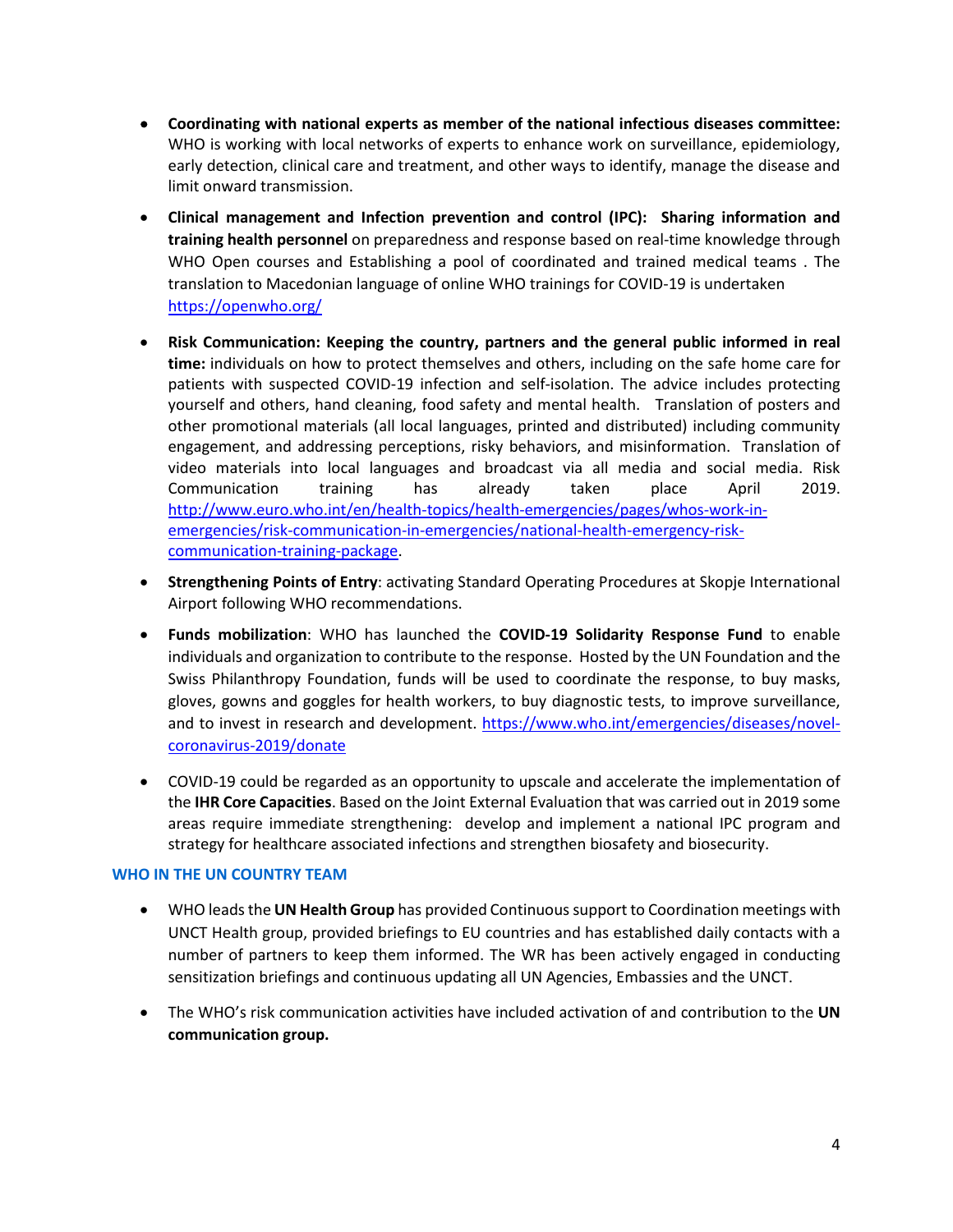- **Coordinating with national experts as member of the national infectious diseases committee:** WHO is working with local networks of experts to enhance work on surveillance, epidemiology, early detection, clinical care and treatment, and other ways to identify, manage the disease and limit onward transmission.

- **Clinical management and Infection prevention and control (IPC): Sharing information and training health personnel** on preparedness and response based on real-time knowledge through WHO Open courses and Establishing a pool of coordinated and trained medical teams . The translation to Macedonian language of online WHO trainings for COVID-19 is undertaken [https://openwho.org/](https://openwho.org/)

- **Risk Communication: Keeping the country, partners and the general public informed in real time:** individuals on how to protect themselves and others, including on the safe home care for patients with suspected COVID-19 infection and self-isolation. The advice includes protecting yourself and others, hand cleaning, food safety and mental health. Translation of posters and other promotional materials (all local languages, printed and distributed) including community engagement, and addressing perceptions, risky behaviors, and misinformation. Translation of video materials into local languages and broadcast via all media and social media. Risk Communication training has already taken place April 2019. [http://www.euro.who.int/en/health-topics/health-emergencies/pages/whos-work-in-emergencies/risk-communication-in-emergencies/national-health-emergency-risk-communication-training-package](http://www.euro.who.int/en/health-topics/health-emergencies/pages/whos-work-in-emergencies/risk-communication-in-emergencies/national-health-emergency-risk-communication-training-package).

- **Strengthening Points of Entry**: activating Standard Operating Procedures at Skopje International Airport following WHO recommendations.

- **Funds mobilization**: WHO has launched the **COVID-19 Solidarity Response Fund** to enable individuals and organization to contribute to the response. Hosted by the UN Foundation and the Swiss Philanthropy Foundation, funds will be used to coordinate the response, to buy masks, gloves, gowns and goggles for health workers, to buy diagnostic tests, to improve surveillance, and to invest in research and development. [https://www.who.int/emergencies/diseases/novel-coronavirus-2019/donate](https://www.who.int/emergencies/diseases/novel-coronavirus-2019/donate)

- COVID-19 could be regarded as an opportunity to upscale and accelerate the implementation of the **IHR Core Capacities**. Based on the Joint External Evaluation that was carried out in 2019 some areas require immediate strengthening: develop and implement a national IPC program and strategy for healthcare associated infections and strengthen biosafety and biosecurity.

## WHO IN THE UN COUNTRY TEAM

- WHO leads the **UN Health Group** has provided Continuous support to Coordination meetings with UNCT Health group, provided briefings to EU countries and has established daily contacts with a number of partners to keep them informed. The WR has been actively engaged in conducting sensitization briefings and continuous updating all UN Agencies, Embassies and the UNCT.

- The WHO's risk communication activities have included activation of and contribution to the **UN communication group.**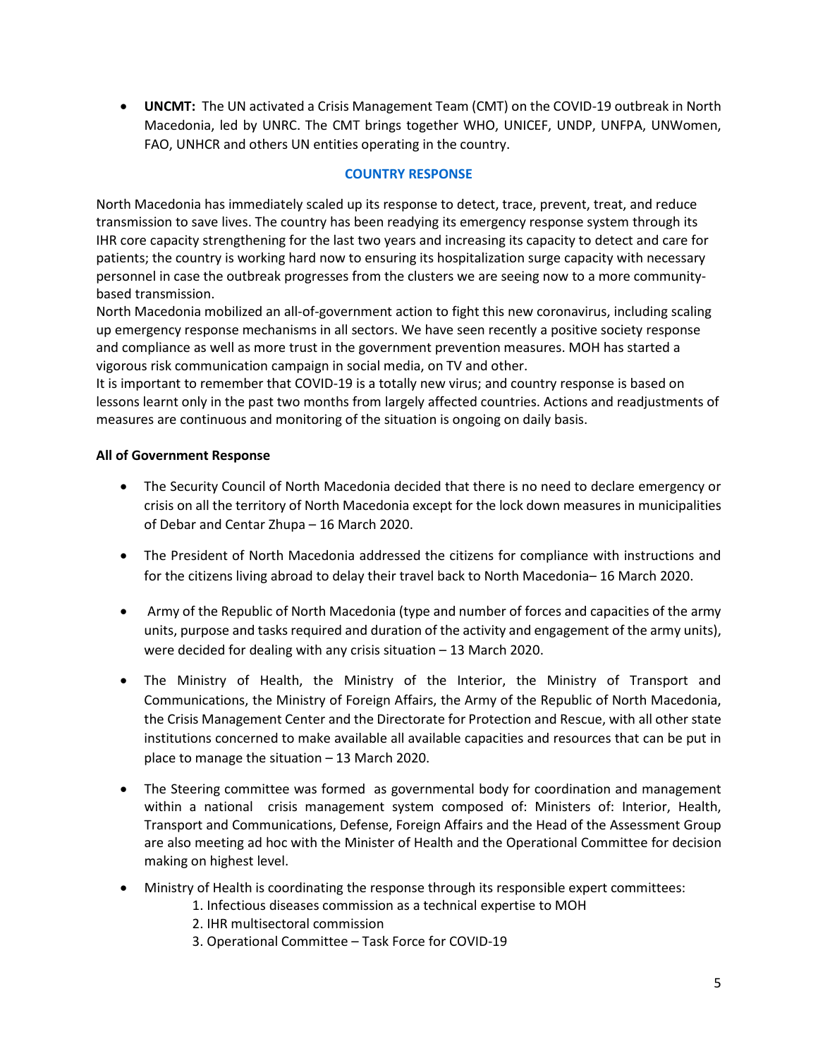- **UNCMT:** The UN activated a Crisis Management Team (CMT) on the COVID-19 outbreak in North Macedonia, led by UNRC. The CMT brings together WHO, UNICEF, UNDP, UNFPA, UNWomen, FAO, UNHCR and others UN entities operating in the country.

## COUNTRY RESPONSE

North Macedonia has immediately scaled up its response to detect, trace, prevent, treat, and reduce transmission to save lives. The country has been readying its emergency response system through its IHR core capacity strengthening for the last two years and increasing its capacity to detect and care for patients; the country is working hard now to ensuring its hospitalization surge capacity with necessary personnel in case the outbreak progresses from the clusters we are seeing now to a more community-based transmission.

North Macedonia mobilized an all-of-government action to fight this new coronavirus, including scaling up emergency response mechanisms in all sectors. We have seen recently a positive society response and compliance as well as more trust in the government prevention measures. MOH has started a vigorous risk communication campaign in social media, on TV and other.

It is important to remember that COVID-19 is a totally new virus; and country response is based on lessons learnt only in the past two months from largely affected countries. Actions and readjustments of measures are continuous and monitoring of the situation is ongoing on daily basis.

**All of Government Response**

- The Security Council of North Macedonia decided that there is no need to declare emergency or crisis on all the territory of North Macedonia except for the lock down measures in municipalities of Debar and Centar Zhupa – 16 March 2020.
- The President of North Macedonia addressed the citizens for compliance with instructions and for the citizens living abroad to delay their travel back to North Macedonia– 16 March 2020.
- Army of the Republic of North Macedonia (type and number of forces and capacities of the army units, purpose and tasks required and duration of the activity and engagement of the army units), were decided for dealing with any crisis situation – 13 March 2020.
- The Ministry of Health, the Ministry of the Interior, the Ministry of Transport and Communications, the Ministry of Foreign Affairs, the Army of the Republic of North Macedonia, the Crisis Management Center and the Directorate for Protection and Rescue, with all other state institutions concerned to make available all available capacities and resources that can be put in place to manage the situation – 13 March 2020.
- The Steering committee was formed as governmental body for coordination and management within a national crisis management system composed of: Ministers of: Interior, Health, Transport and Communications, Defense, Foreign Affairs and the Head of the Assessment Group are also meeting ad hoc with the Minister of Health and the Operational Committee for decision making on highest level.
- Ministry of Health is coordinating the response through its responsible expert committees:
    1. Infectious diseases commission as a technical expertise to MOH
    2. IHR multisectoral commission
    3. Operational Committee – Task Force for COVID-19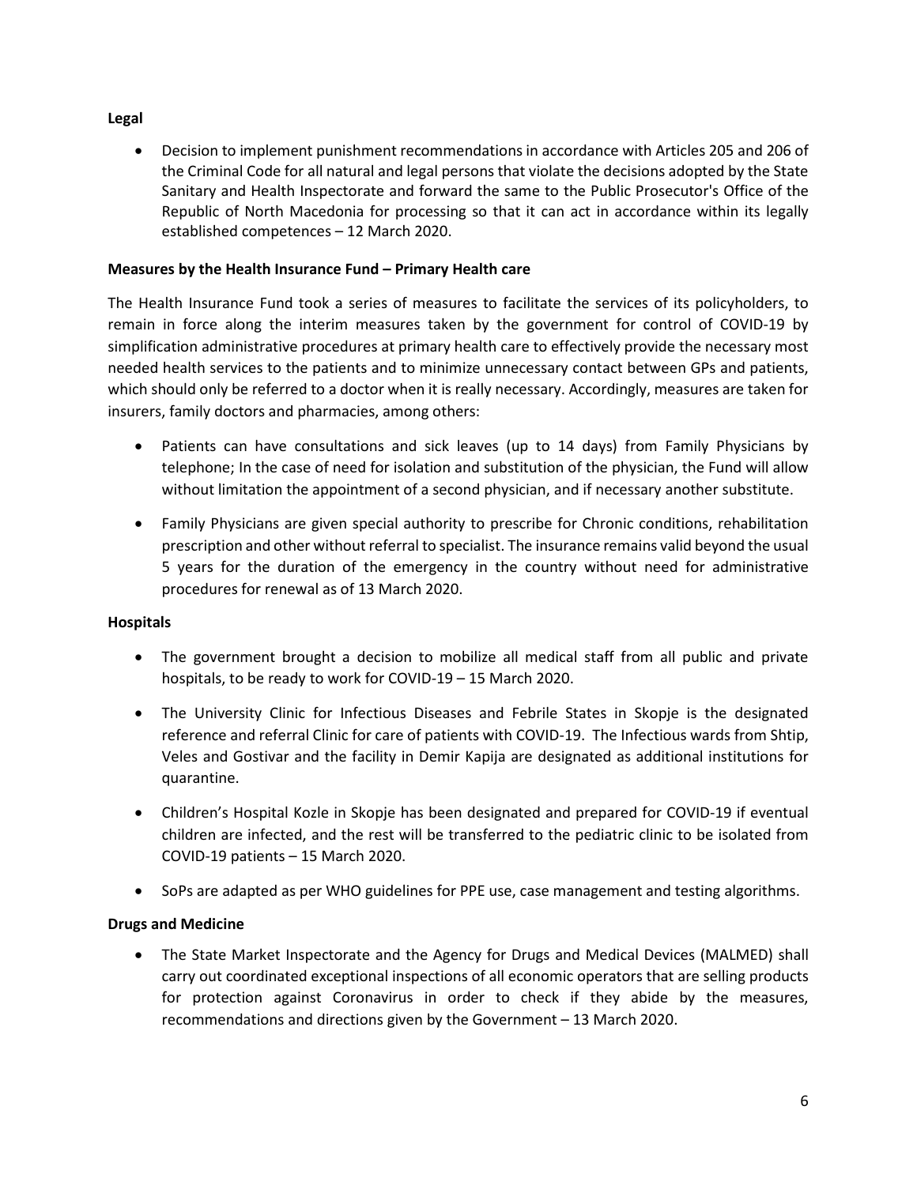**Legal**

- Decision to implement punishment recommendations in accordance with Articles 205 and 206 of the Criminal Code for all natural and legal persons that violate the decisions adopted by the State Sanitary and Health Inspectorate and forward the same to the Public Prosecutor's Office of the Republic of North Macedonia for processing so that it can act in accordance within its legally established competences – 12 March 2020.

**Measures by the Health Insurance Fund – Primary Health care**

The Health Insurance Fund took a series of measures to facilitate the services of its policyholders, to remain in force along the interim measures taken by the government for control of COVID-19 by simplification administrative procedures at primary health care to effectively provide the necessary most needed health services to the patients and to minimize unnecessary contact between GPs and patients, which should only be referred to a doctor when it is really necessary. Accordingly, measures are taken for insurers, family doctors and pharmacies, among others:

- Patients can have consultations and sick leaves (up to 14 days) from Family Physicians by telephone; In the case of need for isolation and substitution of the physician, the Fund will allow without limitation the appointment of a second physician, and if necessary another substitute.
- Family Physicians are given special authority to prescribe for Chronic conditions, rehabilitation prescription and other without referral to specialist. The insurance remains valid beyond the usual 5 years for the duration of the emergency in the country without need for administrative procedures for renewal as of 13 March 2020.

**Hospitals**

- The government brought a decision to mobilize all medical staff from all public and private hospitals, to be ready to work for COVID-19 – 15 March 2020.
- The University Clinic for Infectious Diseases and Febrile States in Skopje is the designated reference and referral Clinic for care of patients with COVID-19. The Infectious wards from Shtip, Veles and Gostivar and the facility in Demir Kapija are designated as additional institutions for quarantine.
- Children's Hospital Kozle in Skopje has been designated and prepared for COVID-19 if eventual children are infected, and the rest will be transferred to the pediatric clinic to be isolated from COVID-19 patients – 15 March 2020.
- SoPs are adapted as per WHO guidelines for PPE use, case management and testing algorithms.

**Drugs and Medicine**

- The State Market Inspectorate and the Agency for Drugs and Medical Devices (MALMED) shall carry out coordinated exceptional inspections of all economic operators that are selling products for protection against Coronavirus in order to check if they abide by the measures, recommendations and directions given by the Government – 13 March 2020.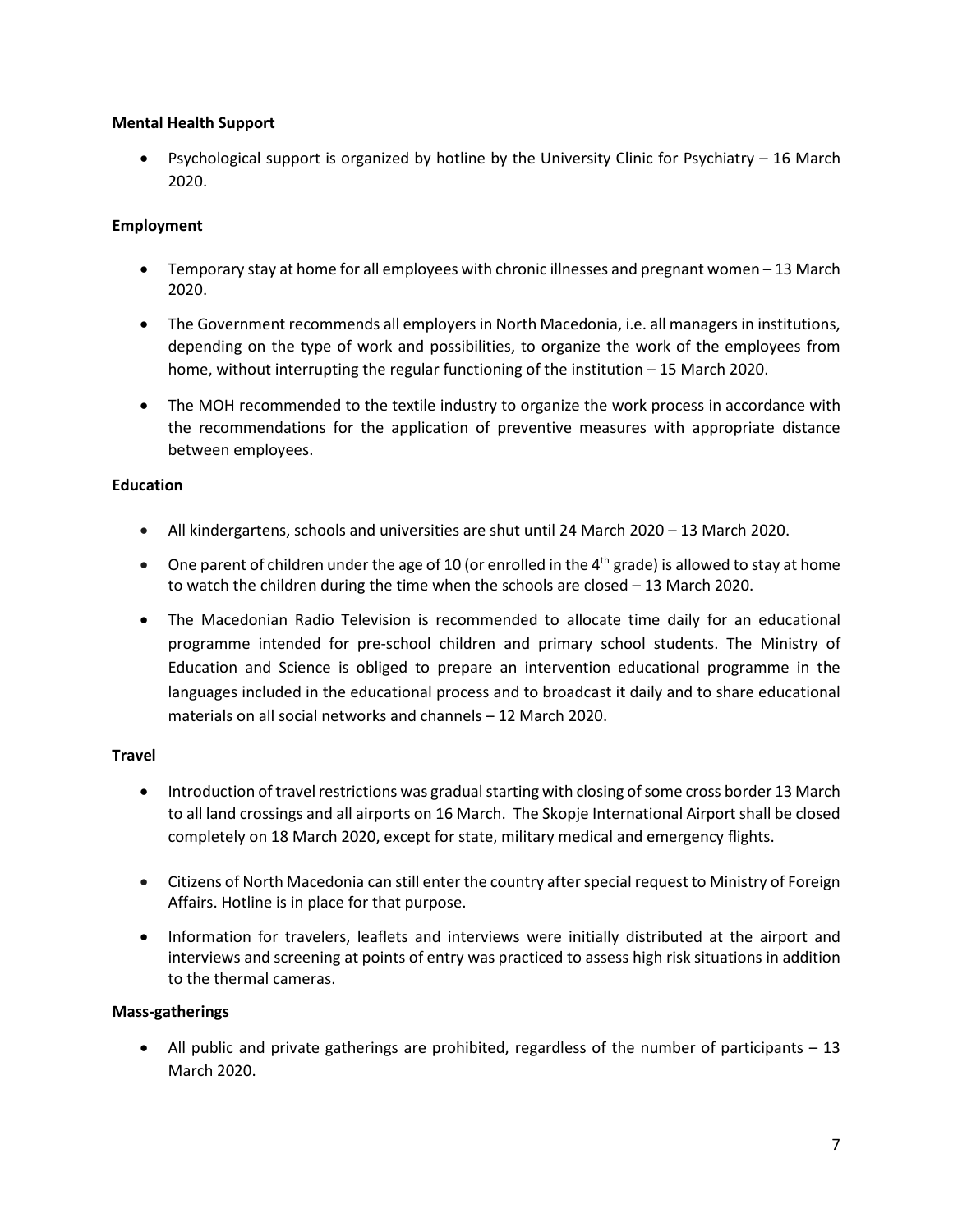**Mental Health Support**

- Psychological support is organized by hotline by the University Clinic for Psychiatry – 16 March 2020.

**Employment**

- Temporary stay at home for all employees with chronic illnesses and pregnant women – 13 March 2020.
- The Government recommends all employers in North Macedonia, i.e. all managers in institutions, depending on the type of work and possibilities, to organize the work of the employees from home, without interrupting the regular functioning of the institution – 15 March 2020.
- The MOH recommended to the textile industry to organize the work process in accordance with the recommendations for the application of preventive measures with appropriate distance between employees.

**Education**

- All kindergartens, schools and universities are shut until 24 March 2020 – 13 March 2020.
- One parent of children under the age of 10 (or enrolled in the 4th grade) is allowed to stay at home to watch the children during the time when the schools are closed – 13 March 2020.
- The Macedonian Radio Television is recommended to allocate time daily for an educational programme intended for pre-school children and primary school students. The Ministry of Education and Science is obliged to prepare an intervention educational programme in the languages included in the educational process and to broadcast it daily and to share educational materials on all social networks and channels – 12 March 2020.

**Travel**

- Introduction of travel restrictions was gradual starting with closing of some cross border 13 March to all land crossings and all airports on 16 March. The Skopje International Airport shall be closed completely on 18 March 2020, except for state, military medical and emergency flights.
- Citizens of North Macedonia can still enter the country after special request to Ministry of Foreign Affairs. Hotline is in place for that purpose.
- Information for travelers, leaflets and interviews were initially distributed at the airport and interviews and screening at points of entry was practiced to assess high risk situations in addition to the thermal cameras.

**Mass-gatherings**

- All public and private gatherings are prohibited, regardless of the number of participants – 13 March 2020.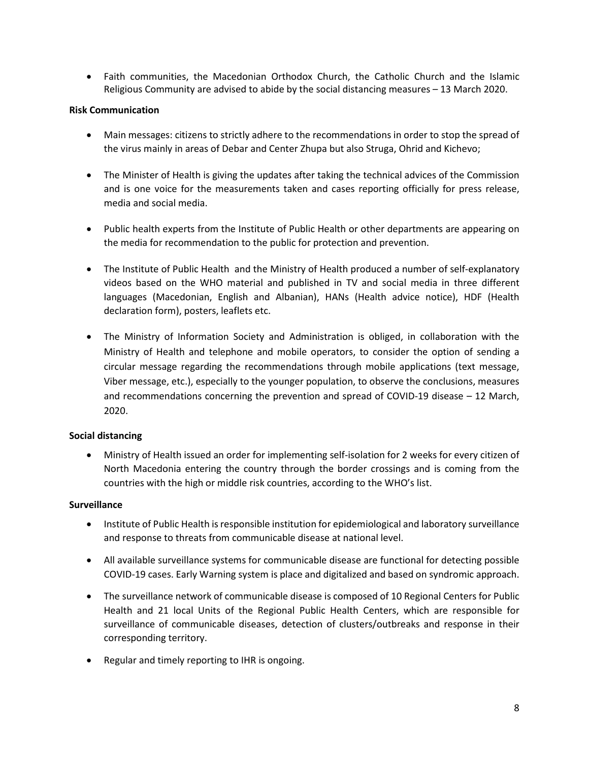- Faith communities, the Macedonian Orthodox Church, the Catholic Church and the Islamic Religious Community are advised to abide by the social distancing measures – 13 March 2020.

**Risk Communication**

- Main messages: citizens to strictly adhere to the recommendations in order to stop the spread of the virus mainly in areas of Debar and Center Zhupa but also Struga, Ohrid and Kichevo;

- The Minister of Health is giving the updates after taking the technical advices of the Commission and is one voice for the measurements taken and cases reporting officially for press release, media and social media.

- Public health experts from the Institute of Public Health or other departments are appearing on the media for recommendation to the public for protection and prevention.

- The Institute of Public Health and the Ministry of Health produced a number of self-explanatory videos based on the WHO material and published in TV and social media in three different languages (Macedonian, English and Albanian), HANs (Health advice notice), HDF (Health declaration form), posters, leaflets etc.

- The Ministry of Information Society and Administration is obliged, in collaboration with the Ministry of Health and telephone and mobile operators, to consider the option of sending a circular message regarding the recommendations through mobile applications (text message, Viber message, etc.), especially to the younger population, to observe the conclusions, measures and recommendations concerning the prevention and spread of COVID-19 disease – 12 March, 2020.

**Social distancing**

- Ministry of Health issued an order for implementing self-isolation for 2 weeks for every citizen of North Macedonia entering the country through the border crossings and is coming from the countries with the high or middle risk countries, according to the WHO's list.

**Surveillance**

- Institute of Public Health is responsible institution for epidemiological and laboratory surveillance and response to threats from communicable disease at national level.

- All available surveillance systems for communicable disease are functional for detecting possible COVID-19 cases. Early Warning system is place and digitalized and based on syndromic approach.

- The surveillance network of communicable disease is composed of 10 Regional Centers for Public Health and 21 local Units of the Regional Public Health Centers, which are responsible for surveillance of communicable diseases, detection of clusters/outbreaks and response in their corresponding territory.

- Regular and timely reporting to IHR is ongoing.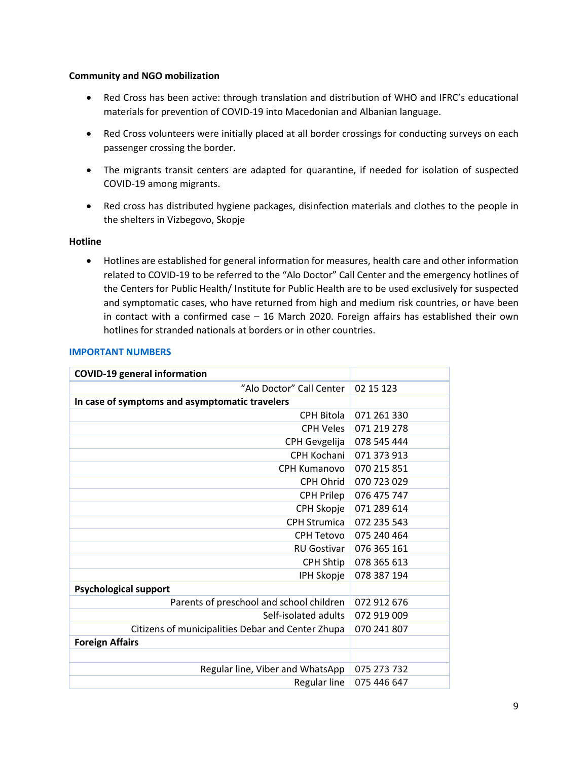**Community and NGO mobilization**

- Red Cross has been active: through translation and distribution of WHO and IFRC's educational materials for prevention of COVID-19 into Macedonian and Albanian language.
- Red Cross volunteers were initially placed at all border crossings for conducting surveys on each passenger crossing the border.
- The migrants transit centers are adapted for quarantine, if needed for isolation of suspected COVID-19 among migrants.
- Red cross has distributed hygiene packages, disinfection materials and clothes to the people in the shelters in Vizbegovo, Skopje

**Hotline**

- Hotlines are established for general information for measures, health care and other information related to COVID-19 to be referred to the "Alo Doctor" Call Center and the emergency hotlines of the Centers for Public Health/ Institute for Public Health are to be used exclusively for suspected and symptomatic cases, who have returned from high and medium risk countries, or have been in contact with a confirmed case – 16 March 2020. Foreign affairs has established their own hotlines for stranded nationals at borders or in other countries.

## IMPORTANT NUMBERS

| **COVID-19 general information** | |
|---|---|
| "Alo Doctor" Call Center | 02 15 123 |
| **In case of symptoms and asymptomatic travelers** | |
| CPH Bitola | 071 261 330 |
| CPH Veles | 071 219 278 |
| CPH Gevgelija | 078 545 444 |
| CPH Kochani | 071 373 913 |
| CPH Kumanovo | 070 215 851 |
| CPH Ohrid | 070 723 029 |
| CPH Prilep | 076 475 747 |
| CPH Skopje | 071 289 614 |
| CPH Strumica | 072 235 543 |
| CPH Tetovo | 075 240 464 |
| RU Gostivar | 076 365 161 |
| CPH Shtip | 078 365 613 |
| IPH Skopje | 078 387 194 |
| **Psychological support** | |
| Parents of preschool and school children | 072 912 676 |
| Self-isolated adults | 072 919 009 |
| Citizens of municipalities Debar and Center Zhupa | 070 241 807 |
| **Foreign Affairs** | |
| | |
| Regular line, Viber and WhatsApp | 075 273 732 |
| Regular line | 075 446 647 |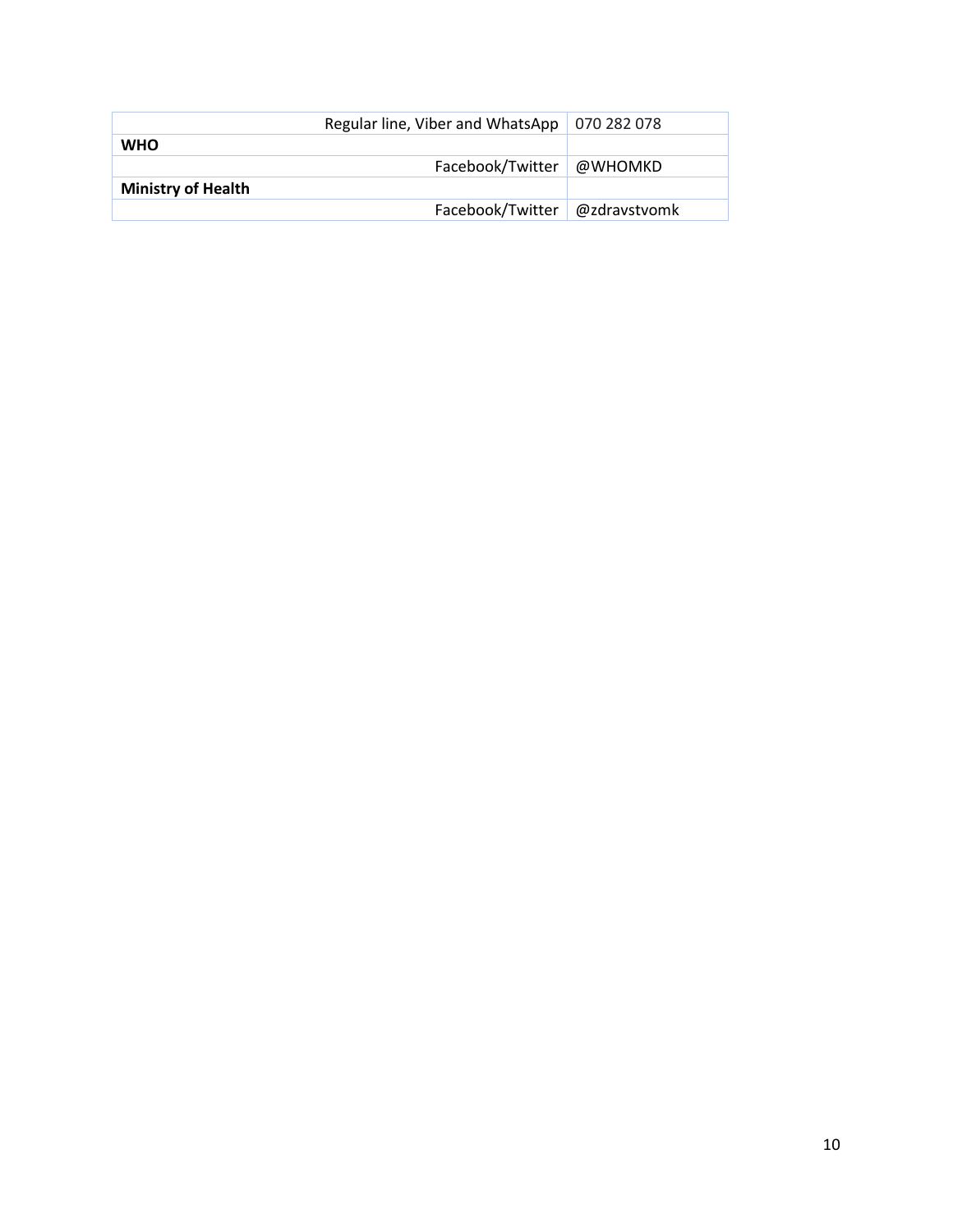| | |
|---|---|
| Regular line, Viber and WhatsApp | 070 282 078 |
| **WHO** | |
| Facebook/Twitter | @WHOMKD |
| **Ministry of Health** | |
| Facebook/Twitter | @zdravstvomk |